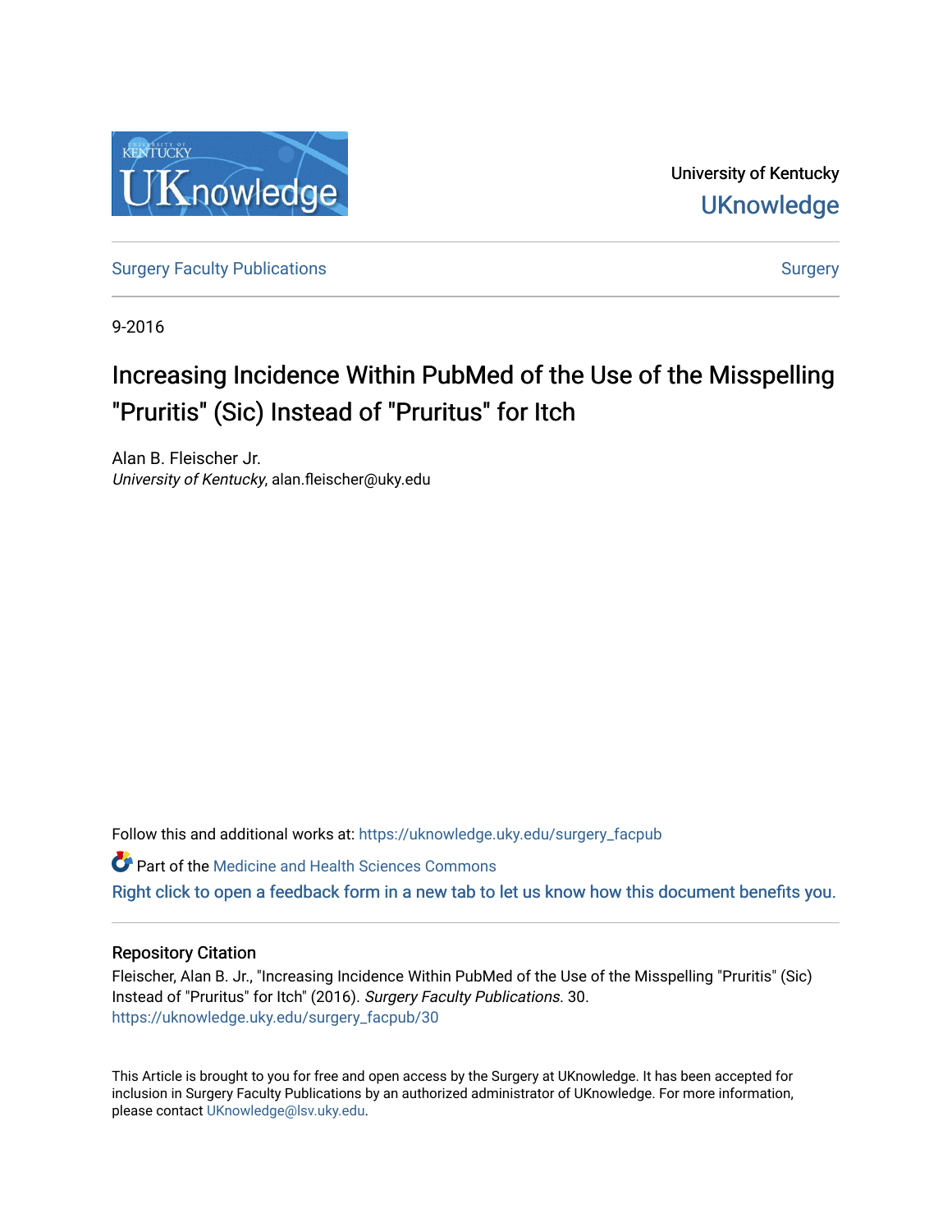University of Kentucky

UKnowledge

Surgery Faculty Publications | Surgery

9-2016

# Increasing Incidence Within PubMed of the Use of the Misspelling "Pruritis" (Sic) Instead of "Pruritus" for Itch

Alan B. Fleischer Jr.
*University of Kentucky*, alan.fleischer@uky.edu

Follow this and additional works at: https://uknowledge.uky.edu/surgery_facpub

Part of the Medicine and Health Sciences Commons

Right click to open a feedback form in a new tab to let us know how this document benefits you.

## Repository Citation

Fleischer, Alan B. Jr., "Increasing Incidence Within PubMed of the Use of the Misspelling "Pruritis" (Sic) Instead of "Pruritus" for Itch" (2016). *Surgery Faculty Publications*. 30.
https://uknowledge.uky.edu/surgery_facpub/30

This Article is brought to you for free and open access by the Surgery at UKnowledge. It has been accepted for inclusion in Surgery Faculty Publications by an authorized administrator of UKnowledge. For more information, please contact UKnowledge@lsv.uky.edu.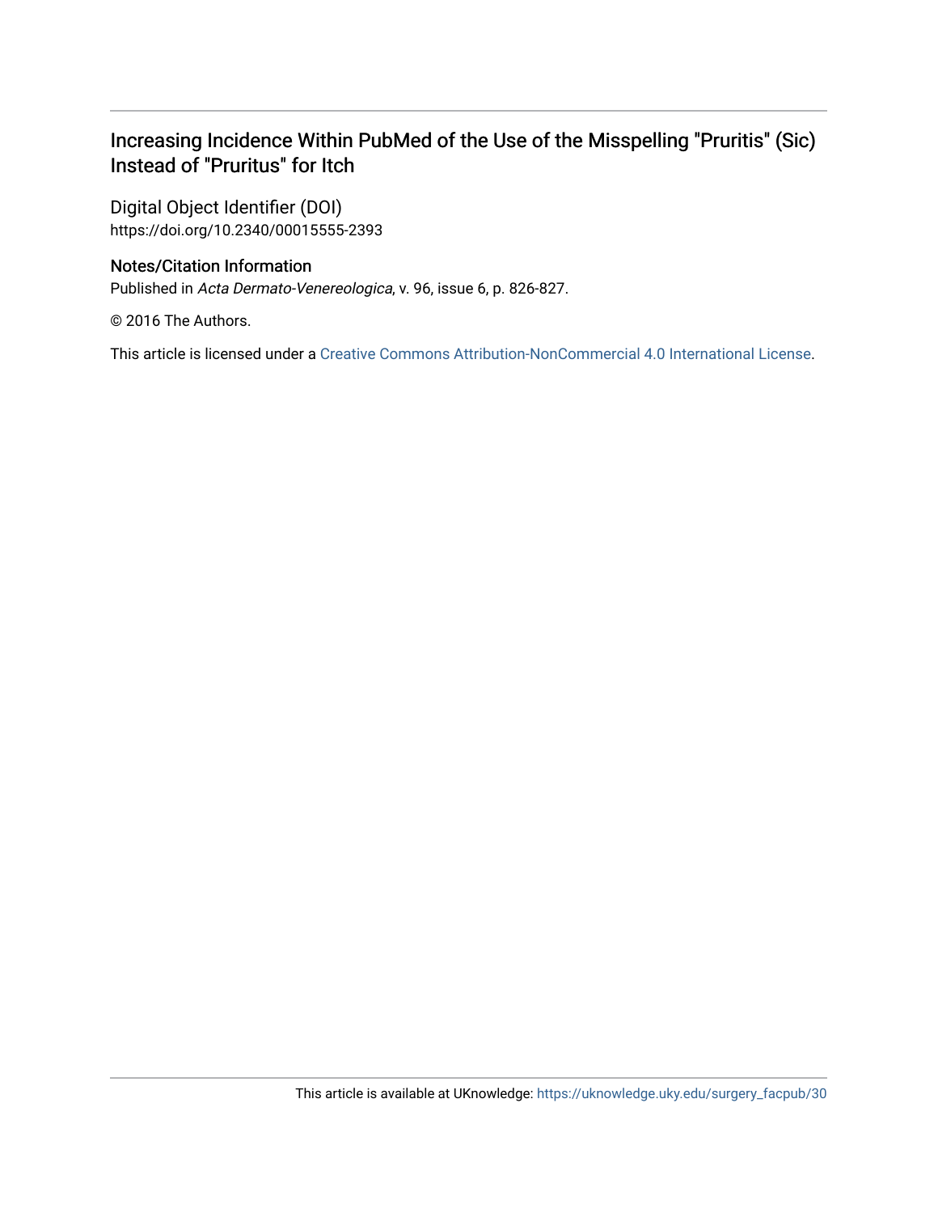# Increasing Incidence Within PubMed of the Use of the Misspelling "Pruritis" (Sic) Instead of "Pruritus" for Itch

## Digital Object Identifier (DOI)

https://doi.org/10.2340/00015555-2393

## Notes/Citation Information

Published in *Acta Dermato-Venereologica*, v. 96, issue 6, p. 826-827.

© 2016 The Authors.

This article is licensed under a Creative Commons Attribution-NonCommercial 4.0 International License.

This article is available at UKnowledge: https://uknowledge.uky.edu/surgery_facpub/30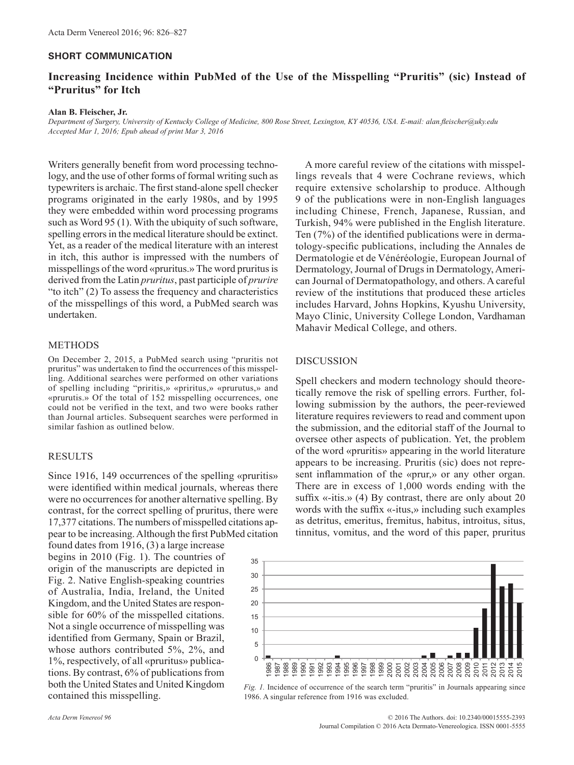## SHORT COMMUNICATION

# Increasing Incidence within PubMed of the Use of the Misspelling "Pruritis" (sic) Instead of "Pruritus" for Itch

**Alan B. Fleischer, Jr.**

*Department of Surgery, University of Kentucky College of Medicine, 800 Rose Street, Lexington, KY 40536, USA. E-mail: alan.fleischer@uky.edu*
*Accepted Mar 1, 2016; Epub ahead of print Mar 3, 2016*

Writers generally benefit from word processing technology, and the use of other forms of formal writing such as typewriters is archaic. The first stand-alone spell checker programs originated in the early 1980s, and by 1995 they were embedded within word processing programs such as Word 95 (1). With the ubiquity of such software, spelling errors in the medical literature should be extinct. Yet, as a reader of the medical literature with an interest in itch, this author is impressed with the numbers of misspellings of the word «pruritus.» The word pruritus is derived from the Latin *pruritus*, past participle of *prurire* "to itch" (2) To assess the frequency and characteristics of the misspellings of this word, a PubMed search was undertaken.

## METHODS

On December 2, 2015, a PubMed search using "pruritis not pruritus" was undertaken to find the occurrences of this misspelling. Additional searches were performed on other variations of spelling including "prıritis,» «priritus,» «prurutus,» and «prurutis.» Of the total of 152 misspelling occurrences, one could not be verified in the text, and two were books rather than Journal articles. Subsequent searches were performed in similar fashion as outlined below.

## RESULTS

Since 1916, 149 occurrences of the spelling «pruritis» were identified within medical journals, whereas there were no occurrences for another alternative spelling. By contrast, for the correct spelling of pruritus, there were 17,377 citations. The numbers of misspelled citations appear to be increasing. Although the first PubMed citation found dates from 1916, (3) a large increase begins in 2010 (Fig. 1). The countries of origin of the manuscripts are depicted in Fig. 2. Native English-speaking countries of Australia, India, Ireland, the United Kingdom, and the United States are responsible for 60% of the misspelled citations. Not a single occurrence of misspelling was identified from Germany, Spain or Brazil, whose authors contributed 5%, 2%, and 1%, respectively, of all «pruritus» publications. By contrast, 6% of publications from both the United States and United Kingdom contained this misspelling.

A more careful review of the citations with misspellings reveals that 4 were Cochrane reviews, which require extensive scholarship to produce. Although 9 of the publications were in non-English languages including Chinese, French, Japanese, Russian, and Turkish, 94% were published in the English literature. Ten (7%) of the identified publications were in dermatology-specific publications, including the Annales de Dermatologie et de Vénéréologie, European Journal of Dermatology, Journal of Drugs in Dermatology, American Journal of Dermatopathology, and others. A careful review of the institutions that produced these articles includes Harvard, Johns Hopkins, Kyushu University, Mayo Clinic, University College London, Vardhaman Mahavir Medical College, and others.

## DISCUSSION

Spell checkers and modern technology should theoretically remove the risk of spelling errors. Further, following submission by the authors, the peer-reviewed literature requires reviewers to read and comment upon the submission, and the editorial staff of the Journal to oversee other aspects of publication. Yet, the problem of the word «pruritis» appearing in the world literature appears to be increasing. Pruritis (sic) does not represent inflammation of the «prur,» or any other organ. There are in excess of 1,000 words ending with the suffix «-itis.» (4) By contrast, there are only about 20 words with the suffix «-itus,» including such examples as detritus, emeritus, fremitus, habitus, introitus, situs, tinnitus, vomitus, and the word of this paper, pruritus

*Fig. 1.* Incidence of occurrence of the search term "pruritis" in Journals appearing since 1986. A singular reference from 1916 was excluded.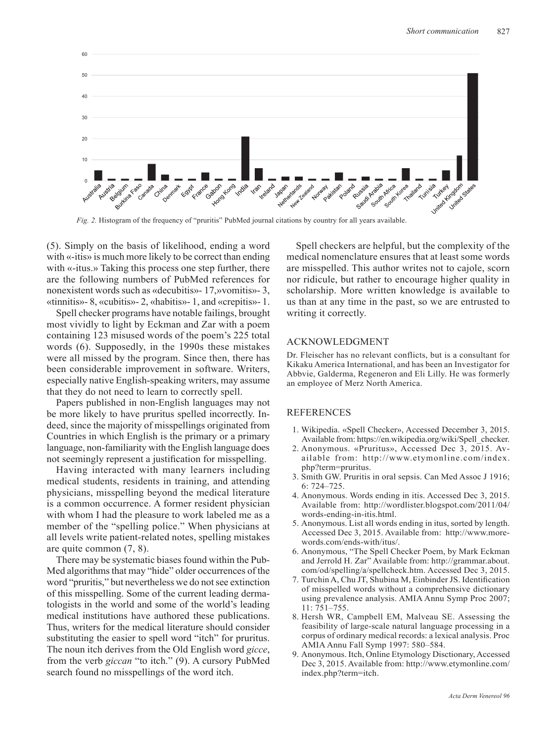60

50

40

30

20

10

0

Australia Austria Belgium Burkina Faso Canada China Denmark Egypt France Gabon Hong Kong India Iran Ireland Japan Netherlands New Zealand Norway Pakistan Poland Russia Saudi Arabia South Africa South Korea Thailand Tunisia Turkey United Kingdom United States

*Fig. 2.* Histogram of the frequency of "pruritis" PubMed journal citations by country for all years available.

(5). Simply on the basis of likelihood, ending a word with «-itis» is much more likely to be correct than ending with «-itus.» Taking this process one step further, there are the following numbers of PubMed references for nonexistent words such as «decubitis»- 17,»vomitis»- 3, «tinnitis»- 8, «cubitis»- 2, «habitis»- 1, and «crepitis»- 1.

Spell checker programs have notable failings, brought most vividly to light by Eckman and Zar with a poem containing 123 misused words of the poem's 225 total words (6). Supposedly, in the 1990s these mistakes were all missed by the program. Since then, there has been considerable improvement in software. Writers, especially native English-speaking writers, may assume that they do not need to learn to correctly spell.

Papers published in non-English languages may not be more likely to have pruritus spelled incorrectly. Indeed, since the majority of misspellings originated from Countries in which English is the primary or a primary language, non-familiarity with the English language does not seemingly represent a justification for misspelling.

Having interacted with many learners including medical students, residents in training, and attending physicians, misspelling beyond the medical literature is a common occurrence. A former resident physician with whom I had the pleasure to work labeled me as a member of the "spelling police." When physicians at all levels write patient-related notes, spelling mistakes are quite common (7, 8).

There may be systematic biases found within the PubMed algorithms that may "hide" older occurrences of the word "pruritis," but nevertheless we do not see extinction of this misspelling. Some of the current leading dermatologists in the world and some of the world's leading medical institutions have authored these publications. Thus, writers for the medical literature should consider substituting the easier to spell word "itch" for pruritus. The noun itch derives from the Old English word *gicce*, from the verb *giccan* "to itch." (9). A cursory PubMed search found no misspellings of the word itch.

Spell checkers are helpful, but the complexity of the medical nomenclature ensures that at least some words are misspelled. This author writes not to cajole, scorn nor ridicule, but rather to encourage higher quality in scholarship. More written knowledge is available to us than at any time in the past, so we are entrusted to writing it correctly.

## ACKNOWLEDGMENT

Dr. Fleischer has no relevant conflicts, but is a consultant for Kikaku America International, and has been an Investigator for Abbvie, Galderma, Regeneron and Eli Lilly. He was formerly an employee of Merz North America.

## REFERENCES

1. Wikipedia. «Spell Checker», Accessed December 3, 2015. Available from: https://en.wikipedia.org/wiki/Spell_checker.
2. Anonymous. «Pruritus», Accessed Dec 3, 2015. Available from: http://www.etymonline.com/index.php?term=pruritus.
3. Smith GW. Pruritis in oral sepsis. Can Med Assoc J 1916; 6: 724–725.
4. Anonymous. Words ending in itis. Accessed Dec 3, 2015. Available from: http://wordlister.blogspot.com/2011/04/words-ending-in-itis.html.
5. Anonymous. List all words ending in itus, sorted by length. Accessed Dec 3, 2015. Available from: http://www.more-words.com/ends-with/itus/.
6. Anonymous, "The Spell Checker Poem, by Mark Eckman and Jerrold H. Zar" Available from: http://grammar.about.com/od/spelling/a/spellcheck.htm. Accessed Dec 3, 2015.
7. Turchin A, Chu JT, Shubina M, Einbinder JS. Identification of misspelled words without a comprehensive dictionary using prevalence analysis. AMIA Annu Symp Proc 2007; 11: 751–755.
8. Hersh WR, Campbell EM, Malveau SE. Assessing the feasibility of large-scale natural language processing in a corpus of ordinary medical records: a lexical analysis. Proc AMIA Annu Fall Symp 1997: 580–584.
9. Anonymous. Itch, Online Etymology Disctionary, Accessed Dec 3, 2015. Available from: http://www.etymonline.com/index.php?term=itch.